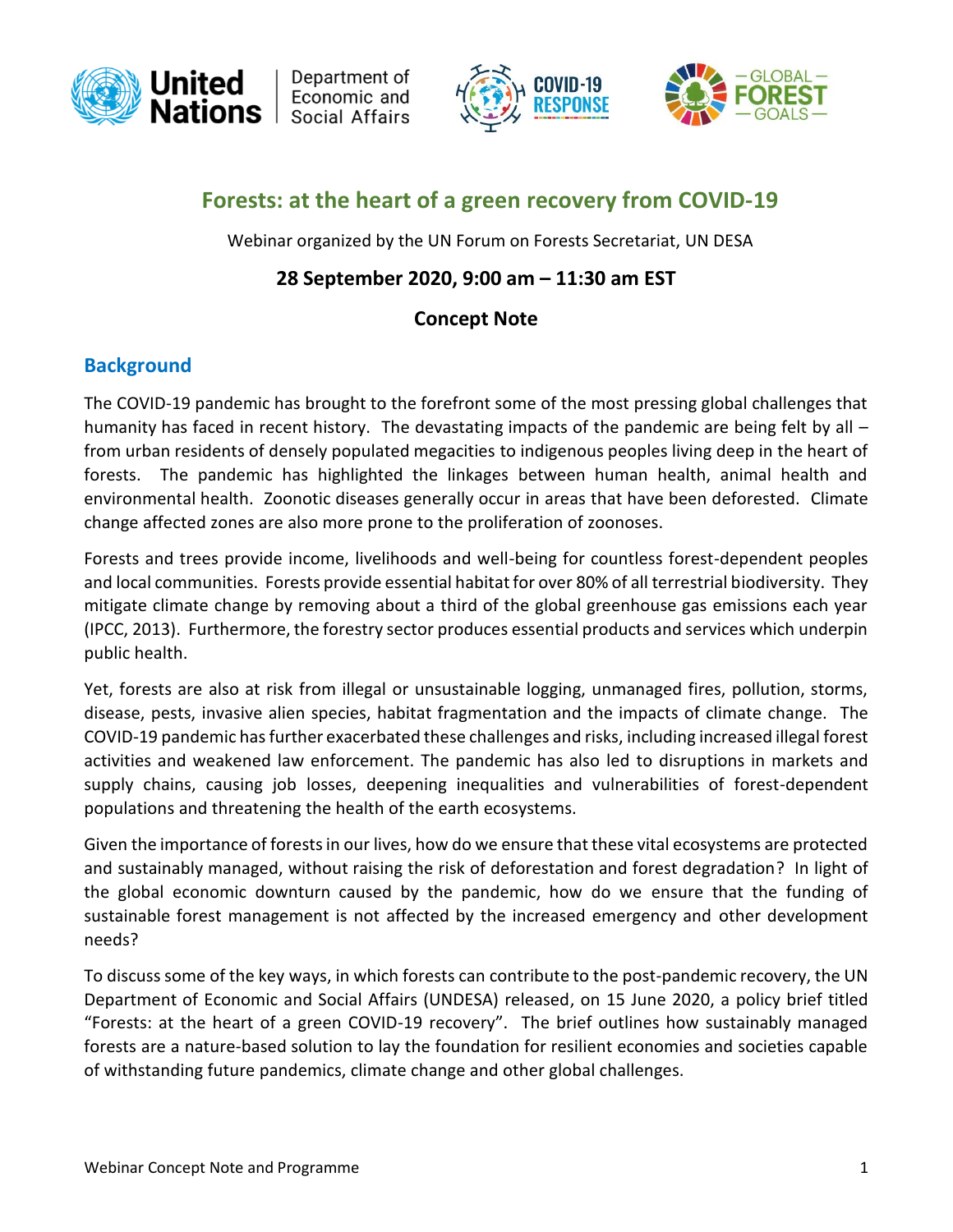# Forests: at the heart of a green recovery from COVID-19

Webinar organized by the UN Forum on Forests Secretariat, UN DESA

**28 September 2020, 9:00 am – 11:30 am EST**

**Concept Note**

## Background

The COVID-19 pandemic has brought to the forefront some of the most pressing global challenges that humanity has faced in recent history. The devastating impacts of the pandemic are being felt by all – from urban residents of densely populated megacities to indigenous peoples living deep in the heart of forests. The pandemic has highlighted the linkages between human health, animal health and environmental health. Zoonotic diseases generally occur in areas that have been deforested. Climate change affected zones are also more prone to the proliferation of zoonoses.

Forests and trees provide income, livelihoods and well-being for countless forest-dependent peoples and local communities. Forests provide essential habitat for over 80% of all terrestrial biodiversity. They mitigate climate change by removing about a third of the global greenhouse gas emissions each year (IPCC, 2013). Furthermore, the forestry sector produces essential products and services which underpin public health.

Yet, forests are also at risk from illegal or unsustainable logging, unmanaged fires, pollution, storms, disease, pests, invasive alien species, habitat fragmentation and the impacts of climate change. The COVID-19 pandemic has further exacerbated these challenges and risks, including increased illegal forest activities and weakened law enforcement. The pandemic has also led to disruptions in markets and supply chains, causing job losses, deepening inequalities and vulnerabilities of forest-dependent populations and threatening the health of the earth ecosystems.

Given the importance of forests in our lives, how do we ensure that these vital ecosystems are protected and sustainably managed, without raising the risk of deforestation and forest degradation? In light of the global economic downturn caused by the pandemic, how do we ensure that the funding of sustainable forest management is not affected by the increased emergency and other development needs?

To discuss some of the key ways, in which forests can contribute to the post-pandemic recovery, the UN Department of Economic and Social Affairs (UNDESA) released, on 15 June 2020, a policy brief titled "Forests: at the heart of a green COVID-19 recovery". The brief outlines how sustainably managed forests are a nature-based solution to lay the foundation for resilient economies and societies capable of withstanding future pandemics, climate change and other global challenges.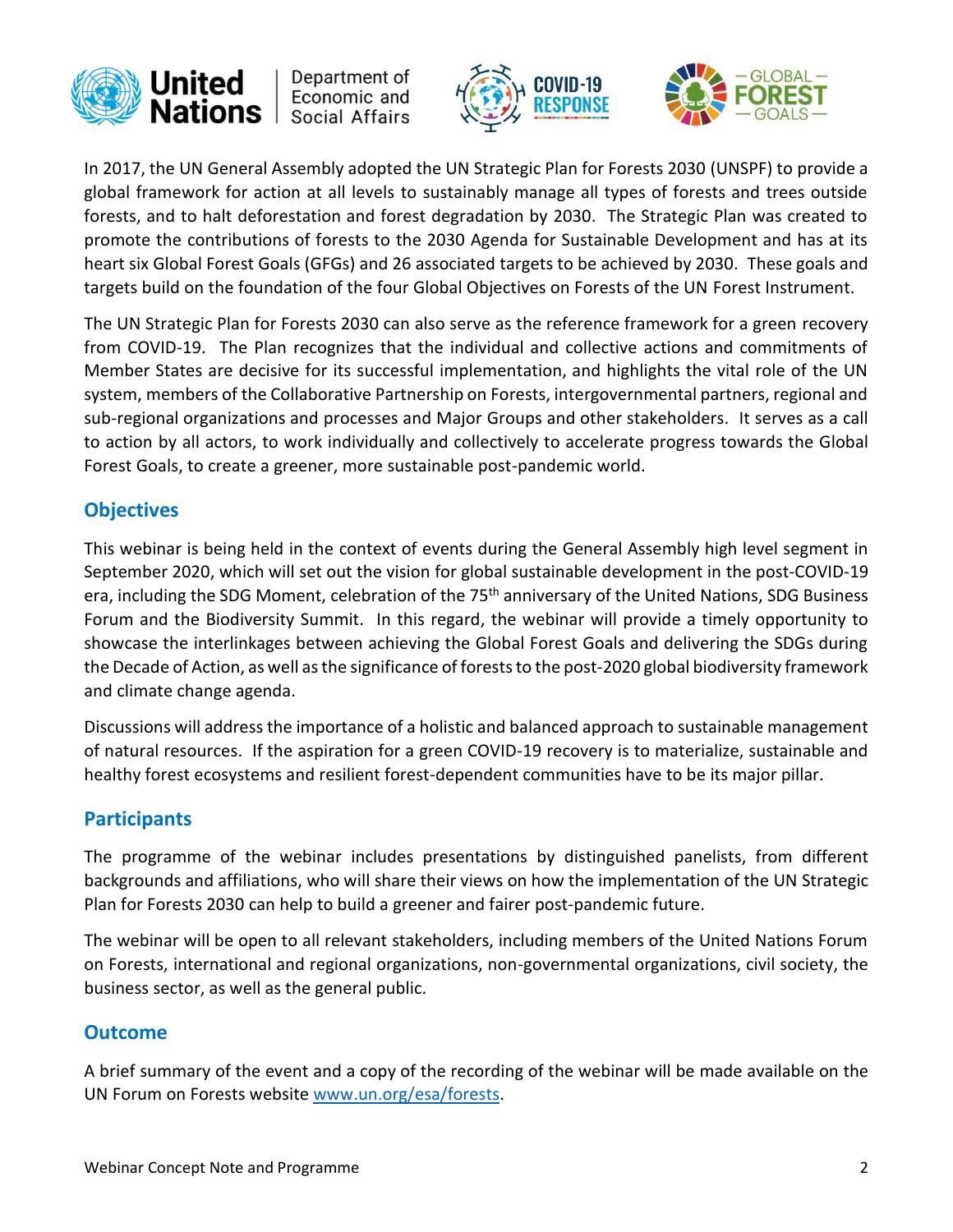In 2017, the UN General Assembly adopted the UN Strategic Plan for Forests 2030 (UNSPF) to provide a global framework for action at all levels to sustainably manage all types of forests and trees outside forests, and to halt deforestation and forest degradation by 2030. The Strategic Plan was created to promote the contributions of forests to the 2030 Agenda for Sustainable Development and has at its heart six Global Forest Goals (GFGs) and 26 associated targets to be achieved by 2030. These goals and targets build on the foundation of the four Global Objectives on Forests of the UN Forest Instrument.

The UN Strategic Plan for Forests 2030 can also serve as the reference framework for a green recovery from COVID-19. The Plan recognizes that the individual and collective actions and commitments of Member States are decisive for its successful implementation, and highlights the vital role of the UN system, members of the Collaborative Partnership on Forests, intergovernmental partners, regional and sub-regional organizations and processes and Major Groups and other stakeholders. It serves as a call to action by all actors, to work individually and collectively to accelerate progress towards the Global Forest Goals, to create a greener, more sustainable post-pandemic world.

## Objectives

This webinar is being held in the context of events during the General Assembly high level segment in September 2020, which will set out the vision for global sustainable development in the post-COVID-19 era, including the SDG Moment, celebration of the 75th anniversary of the United Nations, SDG Business Forum and the Biodiversity Summit. In this regard, the webinar will provide a timely opportunity to showcase the interlinkages between achieving the Global Forest Goals and delivering the SDGs during the Decade of Action, as well as the significance of forests to the post-2020 global biodiversity framework and climate change agenda.

Discussions will address the importance of a holistic and balanced approach to sustainable management of natural resources. If the aspiration for a green COVID-19 recovery is to materialize, sustainable and healthy forest ecosystems and resilient forest-dependent communities have to be its major pillar.

## Participants

The programme of the webinar includes presentations by distinguished panelists, from different backgrounds and affiliations, who will share their views on how the implementation of the UN Strategic Plan for Forests 2030 can help to build a greener and fairer post-pandemic future.

The webinar will be open to all relevant stakeholders, including members of the United Nations Forum on Forests, international and regional organizations, non-governmental organizations, civil society, the business sector, as well as the general public.

## Outcome

A brief summary of the event and a copy of the recording of the webinar will be made available on the UN Forum on Forests website [www.un.org/esa/forests](www.un.org/esa/forests).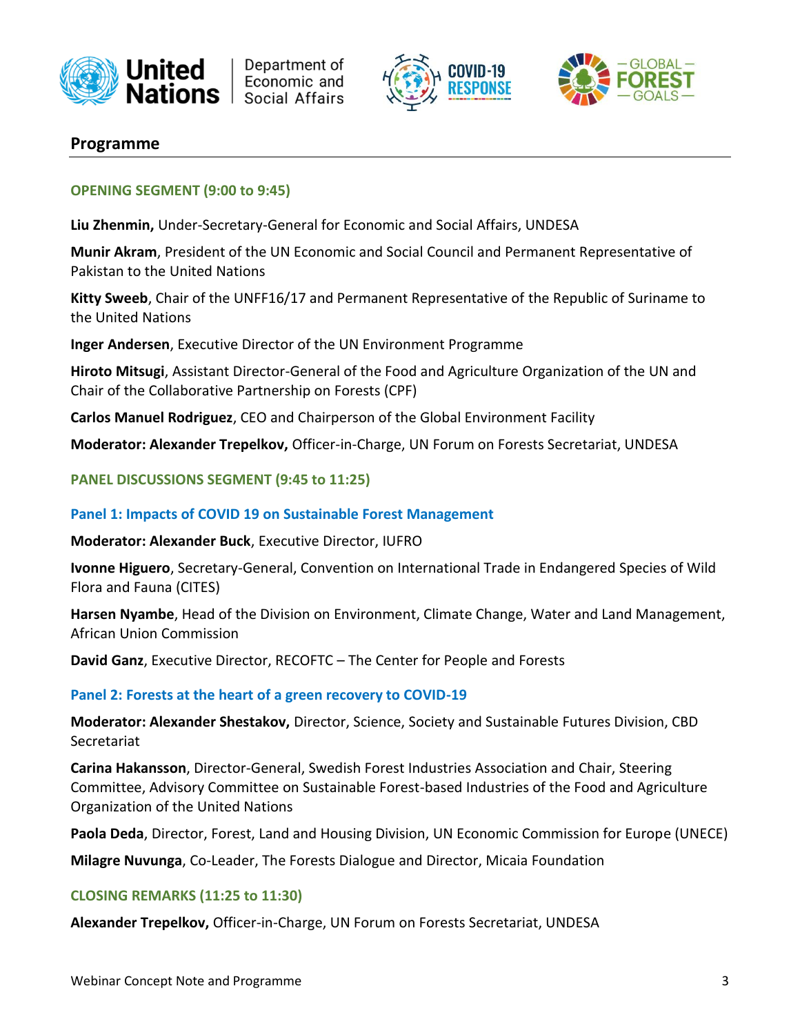## Programme

### OPENING SEGMENT (9:00 to 9:45)

**Liu Zhenmin,** Under-Secretary-General for Economic and Social Affairs, UNDESA

**Munir Akram**, President of the UN Economic and Social Council and Permanent Representative of Pakistan to the United Nations

**Kitty Sweeb**, Chair of the UNFF16/17 and Permanent Representative of the Republic of Suriname to the United Nations

**Inger Andersen**, Executive Director of the UN Environment Programme

**Hiroto Mitsugi**, Assistant Director-General of the Food and Agriculture Organization of the UN and Chair of the Collaborative Partnership on Forests (CPF)

**Carlos Manuel Rodriguez**, CEO and Chairperson of the Global Environment Facility

**Moderator: Alexander Trepelkov,** Officer-in-Charge, UN Forum on Forests Secretariat, UNDESA

### PANEL DISCUSSIONS SEGMENT (9:45 to 11:25)

#### Panel 1: Impacts of COVID 19 on Sustainable Forest Management

**Moderator: Alexander Buck**, Executive Director, IUFRO

**Ivonne Higuero**, Secretary-General, Convention on International Trade in Endangered Species of Wild Flora and Fauna (CITES)

**Harsen Nyambe**, Head of the Division on Environment, Climate Change, Water and Land Management, African Union Commission

**David Ganz**, Executive Director, RECOFTC – The Center for People and Forests

#### Panel 2: Forests at the heart of a green recovery to COVID-19

**Moderator: Alexander Shestakov,** Director, Science, Society and Sustainable Futures Division, CBD Secretariat

**Carina Hakansson**, Director-General, Swedish Forest Industries Association and Chair, Steering Committee, Advisory Committee on Sustainable Forest-based Industries of the Food and Agriculture Organization of the United Nations

**Paola Deda**, Director, Forest, Land and Housing Division, UN Economic Commission for Europe (UNECE)

**Milagre Nuvunga**, Co-Leader, The Forests Dialogue and Director, Micaia Foundation

### CLOSING REMARKS (11:25 to 11:30)

**Alexander Trepelkov,** Officer-in-Charge, UN Forum on Forests Secretariat, UNDESA